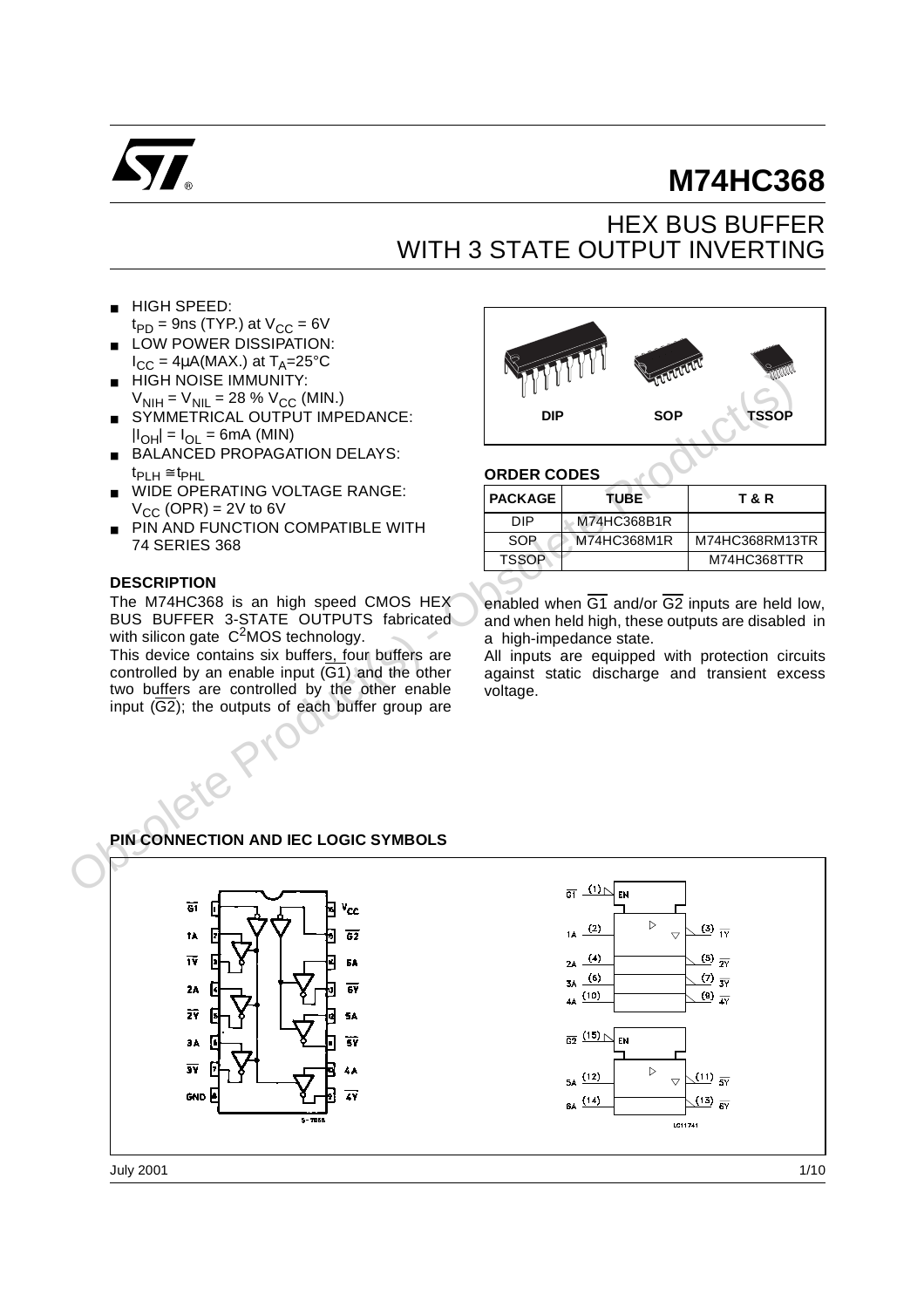# M74HC368

## HEX BUS BUFFER WITH 3 STATE OUTPUT INVERTING

- HIGH SPEED: $t_{PD}$ = 9ns (TYP.) at $V_{CC}$ = 6V
- LOW POWER DISSIPATION: $I_{CC}$ = 4µA(MAX.) at $T_A$=25°C
- HIGH NOISE IMMUNITY: $V_{NIH} = V_{NIL}$ = 28 % $V_{CC}$ (MIN.)
- SYMMETRICAL OUTPUT IMPEDANCE: $|I_{OH}| = I_{OL}$ = 6mA (MIN)
- BALANCED PROPAGATION DELAYS: $t_{PLH} \cong t_{PHL}$
- WIDE OPERATING VOLTAGE RANGE: $V_{CC}$ (OPR) = 2V to 6V
- PIN AND FUNCTION COMPATIBLE WITH 74 SERIES 368

DIP SOP TSSOP

### ORDER CODES

| PACKAGE | TUBE | T & R |
|---|---|---|
| DIP | M74HC368B1R | |
| SOP | M74HC368M1R | M74HC368RM13TR |
| TSSOP | | M74HC368TTR |

### DESCRIPTION

The M74HC368 is an high speed CMOS HEX BUS BUFFER 3-STATE OUTPUTS fabricated with silicon gate $C^2$MOS technology.

This device contains six buffers, four buffers are controlled by an enable input ($\overline{G1}$) and the other two buffers are controlled by the other enable input ($\overline{G2}$); the outputs of each buffer group are enabled when $\overline{G1}$ and/or $\overline{G2}$ inputs are held low, and when held high, these outputs are disabled in a high-impedance state.

All inputs are equipped with protection circuits against static discharge and transient excess voltage.

### PIN CONNECTION AND IEC LOGIC SYMBOLS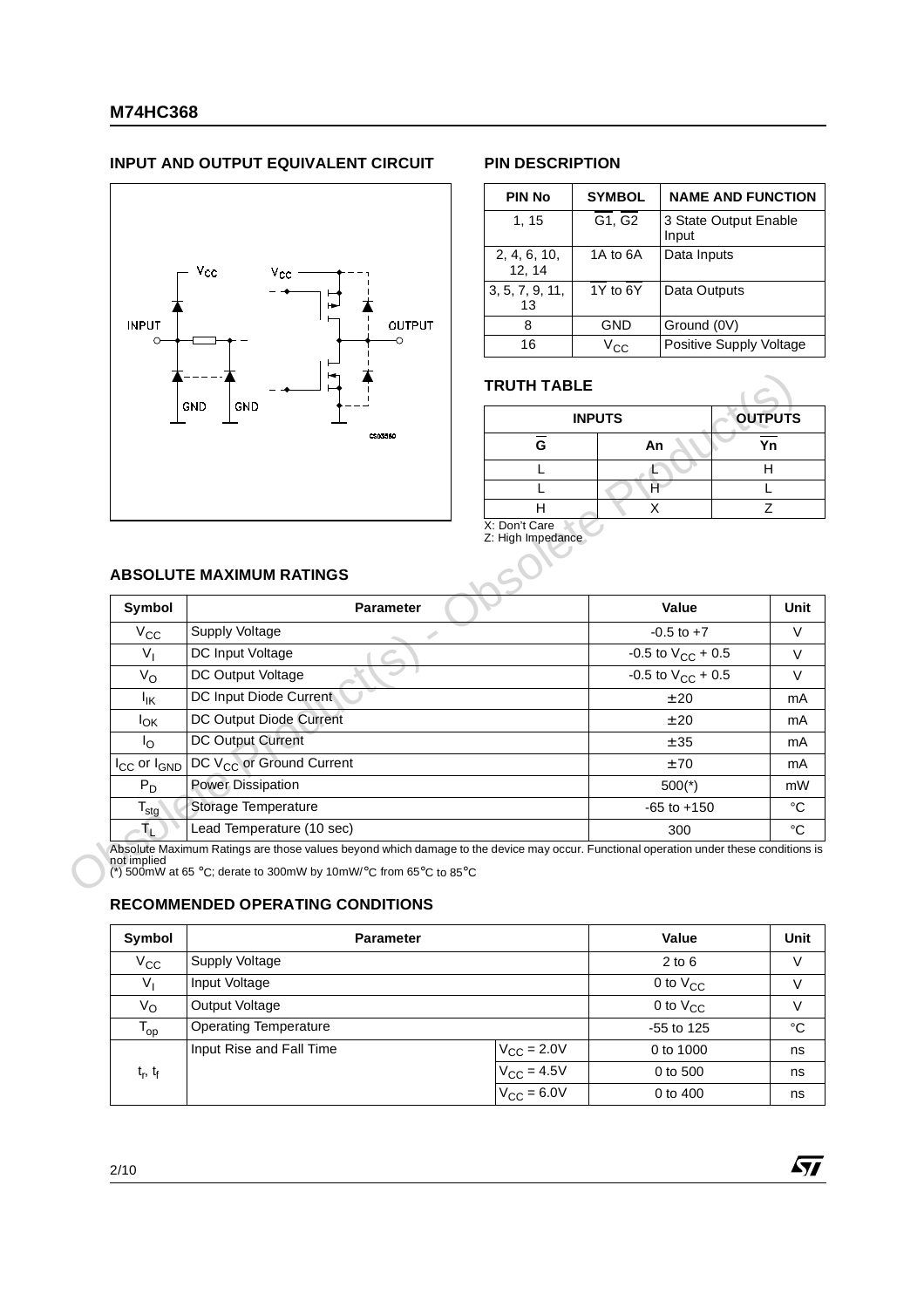## INPUT AND OUTPUT EQUIVALENT CIRCUIT

## PIN DESCRIPTION

| PIN No | SYMBOL | NAME AND FUNCTION |
|---|---|---|
| 1, 15 | $\overline{G1}$, $\overline{G2}$ | 3 State Output Enable Input |
| 2, 4, 6, 10, 12, 14 | 1A to 6A | Data Inputs |
| 3, 5, 7, 9, 11, 13 | $\overline{1Y}$ to $\overline{6Y}$ | Data Outputs |
| 8 | GND | Ground (0V) |
| 16 | $V_{CC}$ | Positive Supply Voltage |

## TRUTH TABLE

| INPUTS | | OUTPUTS |
|---|---|---|
| $\overline{G}$ | An | $\overline{Yn}$ |
| L | L | H |
| L | H | L |
| H | X | Z |

X: Don't Care
Z: High Impedance

## ABSOLUTE MAXIMUM RATINGS

| Symbol | Parameter | Value | Unit |
|---|---|---|---|
| $V_{CC}$ | Supply Voltage | -0.5 to +7 | V |
| $V_I$ | DC Input Voltage | -0.5 to $V_{CC}$ + 0.5 | V |
| $V_O$ | DC Output Voltage | -0.5 to $V_{CC}$ + 0.5 | V |
| $I_{IK}$ | DC Input Diode Current | ± 20 | mA |
| $I_{OK}$ | DC Output Diode Current | ± 20 | mA |
| $I_O$ | DC Output Current | ± 35 | mA |
| $I_{CC}$ or $I_{GND}$ | DC $V_{CC}$ or Ground Current | ± 70 | mA |
| $P_D$ | Power Dissipation | 500(*) | mW |
| $T_{stg}$ | Storage Temperature | -65 to +150 | °C |
| $T_L$ | Lead Temperature (10 sec) | 300 | °C |

Absolute Maximum Ratings are those values beyond which damage to the device may occur. Functional operation under these conditions is not implied
(*) 500mW at 65 °C; derate to 300mW by 10mW/°C from 65°C to 85°C

## RECOMMENDED OPERATING CONDITIONS

| Symbol | Parameter | | Value | Unit |
|---|---|---|---|---|
| $V_{CC}$ | Supply Voltage | | 2 to 6 | V |
| $V_I$ | Input Voltage | | 0 to $V_{CC}$ | V |
| $V_O$ | Output Voltage | | 0 to $V_{CC}$ | V |
| $T_{op}$ | Operating Temperature | | -55 to 125 | °C |
| $t_r$, $t_f$ | Input Rise and Fall Time | $V_{CC}$ = 2.0V | 0 to 1000 | ns |
| | | $V_{CC}$ = 4.5V | 0 to 500 | ns |
| | | $V_{CC}$ = 6.0V | 0 to 400 | ns |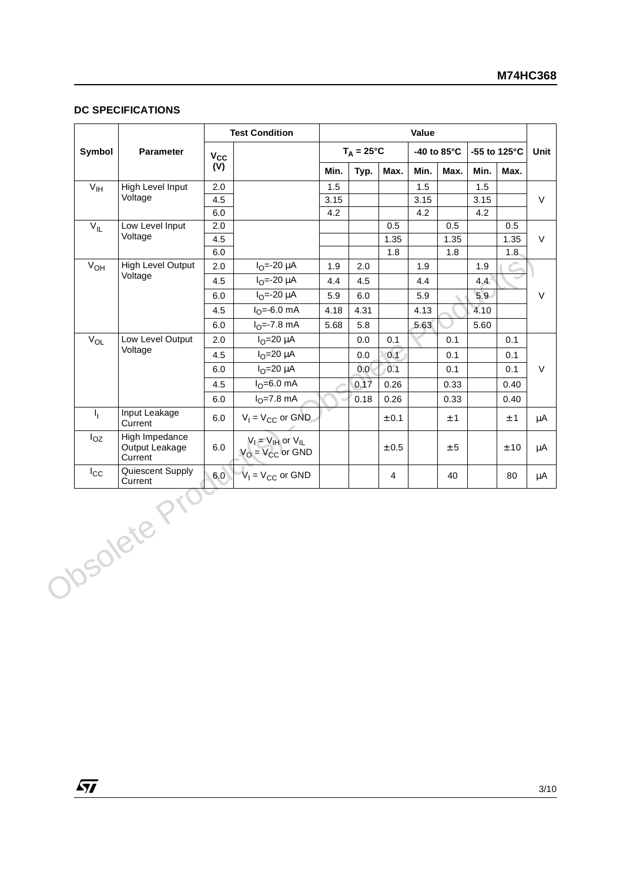## DC SPECIFICATIONS

| Symbol | Parameter | Test Condition | | Value | | | | | | | Unit |
|---|---|---|---|---|---|---|---|---|---|---|---|
| | | $V_{CC}$ (V) | | $T_A = 25°C$ | | | -40 to 85°C | | -55 to 125°C | | |
| | | | | Min. | Typ. | Max. | Min. | Max. | Min. | Max. | |
| $V_{IH}$ | High Level Input Voltage | 2.0 | | 1.5 | | | 1.5 | | 1.5 | | V |
| | | 4.5 | | 3.15 | | | 3.15 | | 3.15 | | |
| | | 6.0 | | 4.2 | | | 4.2 | | 4.2 | | |
| $V_{IL}$ | Low Level Input Voltage | 2.0 | | | | 0.5 | | 0.5 | | 0.5 | V |
| | | 4.5 | | | | 1.35 | | 1.35 | | 1.35 | |
| | | 6.0 | | | | 1.8 | | 1.8 | | 1.8 | |
| $V_{OH}$ | High Level Output Voltage | 2.0 | $I_O$=-20 µA | 1.9 | 2.0 | | 1.9 | | 1.9 | | V |
| | | 4.5 | $I_O$=-20 µA | 4.4 | 4.5 | | 4.4 | | 4.4 | | |
| | | 6.0 | $I_O$=-20 µA | 5.9 | 6.0 | | 5.9 | | 5.9 | | |
| | | 4.5 | $I_O$=-6.0 mA | 4.18 | 4.31 | | 4.13 | | 4.10 | | |
| | | 6.0 | $I_O$=-7.8 mA | 5.68 | 5.8 | | 5.63 | | 5.60 | | |
| $V_{OL}$ | Low Level Output Voltage | 2.0 | $I_O$=20 µA | | 0.0 | 0.1 | | 0.1 | | 0.1 | V |
| | | 4.5 | $I_O$=20 µA | | 0.0 | 0.1 | | 0.1 | | 0.1 | |
| | | 6.0 | $I_O$=20 µA | | 0.0 | 0.1 | | 0.1 | | 0.1 | |
| | | 4.5 | $I_O$=6.0 mA | | 0.17 | 0.26 | | 0.33 | | 0.40 | |
| | | 6.0 | $I_O$=7.8 mA | | 0.18 | 0.26 | | 0.33 | | 0.40 | |
| $I_I$ | Input Leakage Current | 6.0 | $V_I = V_{CC}$ or GND | | | ± 0.1 | | ± 1 | | ± 1 | µA |
| $I_{OZ}$ | High Impedance Output Leakage Current | 6.0 | $V_I = V_{IH}$ or $V_{IL}$ $V_O = V_{CC}$ or GND | | | ± 0.5 | | ± 5 | | ± 10 | µA |
| $I_{CC}$ | Quiescent Supply Current | 6.0 | $V_I = V_{CC}$ or GND | | | 4 | | 40 | | 80 | µA |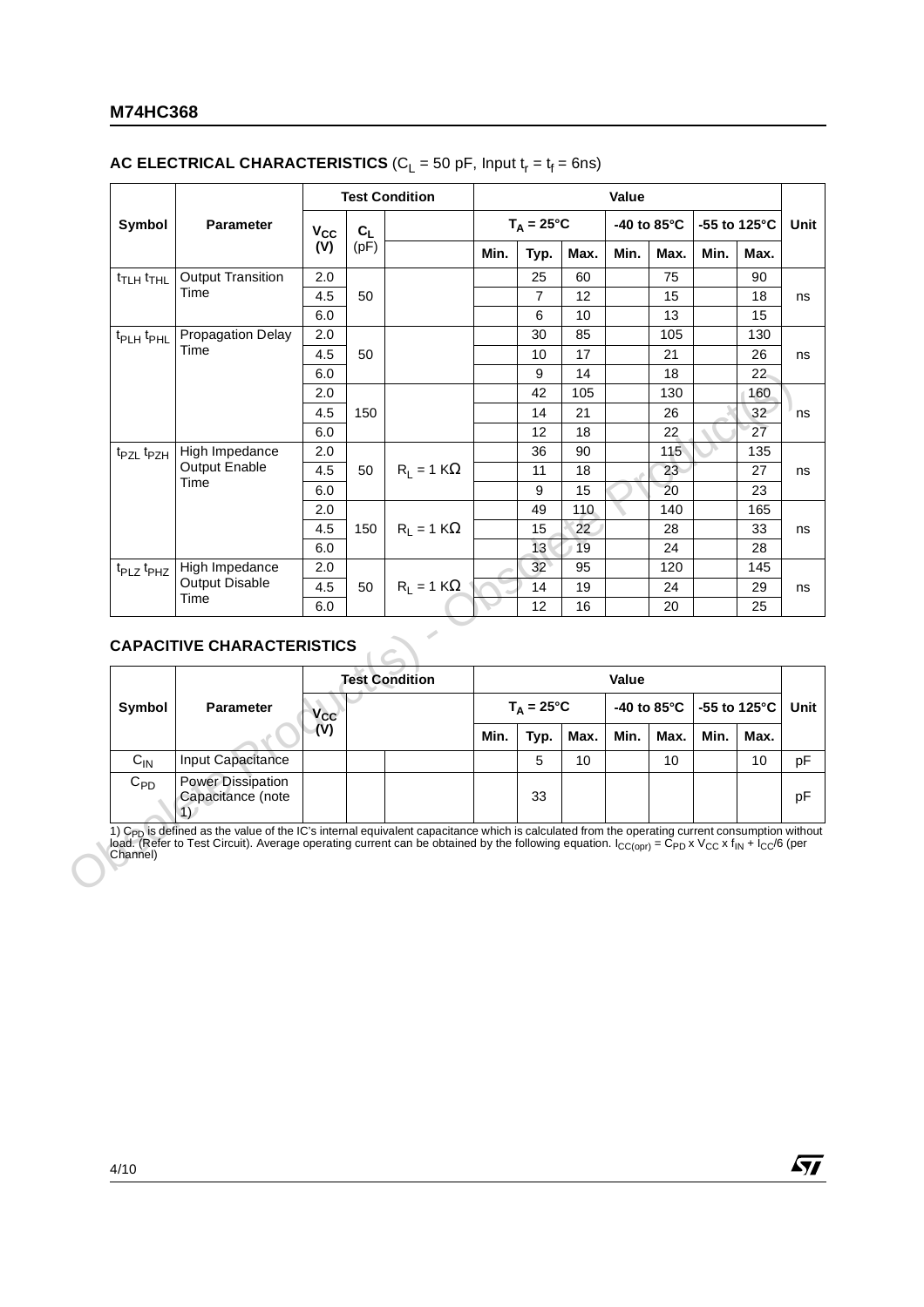## AC ELECTRICAL CHARACTERISTICS ($C_L$ = 50 pF, Input $t_r$ = $t_f$ = 6ns)

| Symbol | Parameter | Test Condition | | | Value | | | | | | | Unit |
|---|---|---|---|---|---|---|---|---|---|---|---|---|
| | | $V_{CC}$ (V) | $C_L$ (pF) | | $T_A$ = 25°C | | | -40 to 85°C | | -55 to 125°C | | |
| | | | | | Min. | Typ. | Max. | Min. | Max. | Min. | Max. | |
| $t_{TLH}$ $t_{THL}$ | Output Transition Time | 2.0 | 50 | | | 25 | 60 | | 75 | | 90 | ns |
| | | 4.5 | | | | 7 | 12 | | 15 | | 18 | |
| | | 6.0 | | | | 6 | 10 | | 13 | | 15 | |
| $t_{PLH}$ $t_{PHL}$ | Propagation Delay Time | 2.0 | 50 | | | 30 | 85 | | 105 | | 130 | ns |
| | | 4.5 | | | | 10 | 17 | | 21 | | 26 | |
| | | 6.0 | | | | 9 | 14 | | 18 | | 22 | |
| | | 2.0 | 150 | | | 42 | 105 | | 130 | | 160 | ns |
| | | 4.5 | | | | 14 | 21 | | 26 | | 32 | |
| | | 6.0 | | | | 12 | 18 | | 22 | | 27 | |
| $t_{PZL}$ $t_{PZH}$ | High Impedance Output Enable Time | 2.0 | 50 | $R_L$ = 1 KΩ | | 36 | 90 | | 115 | | 135 | ns |
| | | 4.5 | | | | 11 | 18 | | 23 | | 27 | |
| | | 6.0 | | | | 9 | 15 | | 20 | | 23 | |
| | | 2.0 | 150 | $R_L$ = 1 KΩ | | 49 | 110 | | 140 | | 165 | ns |
| | | 4.5 | | | | 15 | 22 | | 28 | | 33 | |
| | | 6.0 | | | | 13 | 19 | | 24 | | 28 | |
| $t_{PLZ}$ $t_{PHZ}$ | High Impedance Output Disable Time | 2.0 | 50 | $R_L$ = 1 KΩ | | 32 | 95 | | 120 | | 145 | ns |
| | | 4.5 | | | | 14 | 19 | | 24 | | 29 | |
| | | 6.0 | | | | 12 | 16 | | 20 | | 25 | |

## CAPACITIVE CHARACTERISTICS

| Symbol | Parameter | Test Condition | | | Value | | | | | | | Unit |
|---|---|---|---|---|---|---|---|---|---|---|---|---|
| | | $V_{CC}$ (V) | | | $T_A$ = 25°C | | | -40 to 85°C | | -55 to 125°C | | |
| | | | | | Min. | Typ. | Max. | Min. | Max. | Min. | Max. | |
| $C_{IN}$ | Input Capacitance | | | | | 5 | 10 | | 10 | | 10 | pF |
| $C_{PD}$ | Power Dissipation Capacitance (note 1) | | | | | 33 | | | | | | pF |

1) $C_{PD}$ is defined as the value of the IC's internal equivalent capacitance which is calculated from the operating current consumption without load. (Refer to Test Circuit). Average operating current can be obtained by the following equation. $I_{CC(opr)} = C_{PD} \times V_{CC} \times f_{IN} + I_{CC}/6$ (per Channel)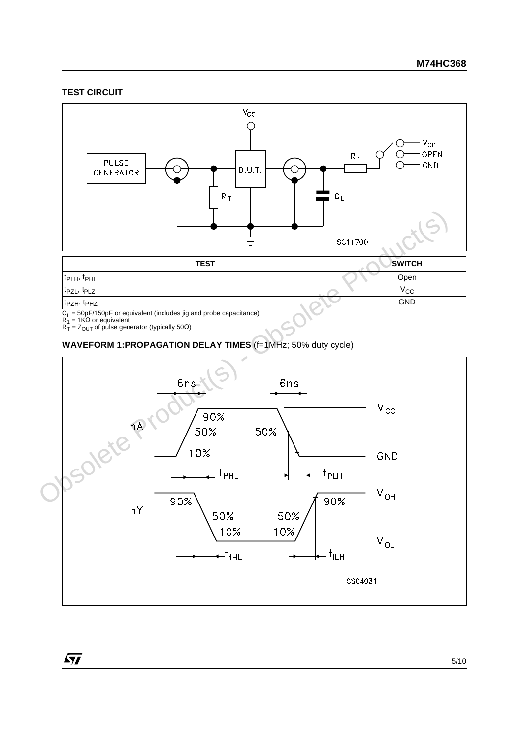## TEST CIRCUIT

| TEST | SWITCH |
| --- | --- |
| $t_{PLH}$, $t_{PHL}$ | Open |
| $t_{PZL}$, $t_{PLZ}$ | $V_{CC}$ |
| $t_{PZH}$, $t_{PHZ}$ | GND |

$C_L$ = 50pF/150pF or equivalent (includes jig and probe capacitance)
$R_1$ = 1KΩ or equivalent
$R_T$ = $Z_{OUT}$ of pulse generator (typically 50Ω)

## WAVEFORM 1:PROPAGATION DELAY TIMES (f=1MHz; 50% duty cycle)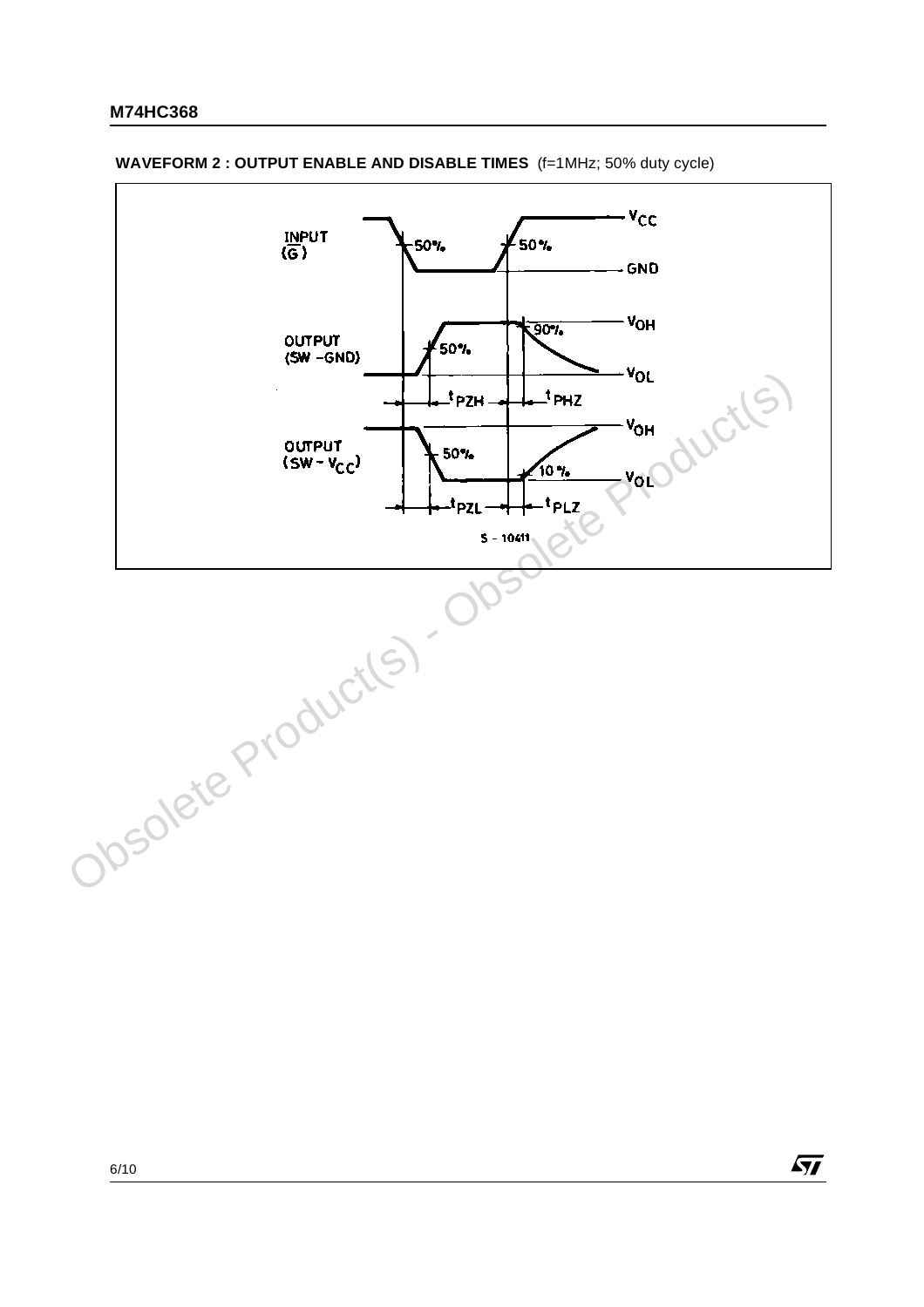**WAVEFORM 2 : OUTPUT ENABLE AND DISABLE TIMES** (f=1MHz; 50% duty cycle)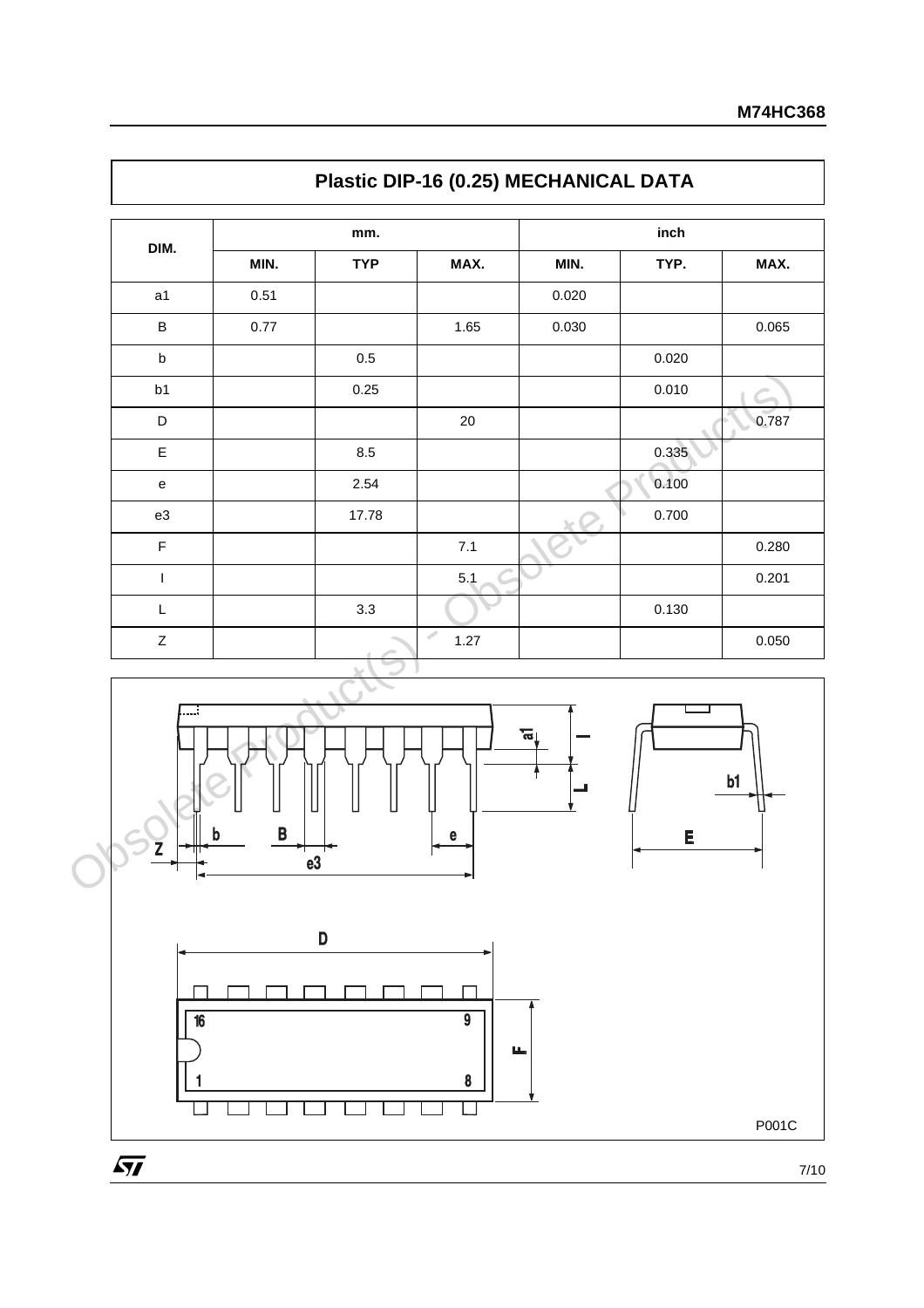## Plastic DIP-16 (0.25) MECHANICAL DATA

| DIM. | mm. | | | inch | | |
|---|---|---|---|---|---|---|
| | MIN. | TYP | MAX. | MIN. | TYP. | MAX. |
| a1 | 0.51 | | | 0.020 | | |
| B | 0.77 | | 1.65 | 0.030 | | 0.065 |
| b | | 0.5 | | | 0.020 | |
| b1 | | 0.25 | | | 0.010 | |
| D | | | 20 | | | 0.787 |
| E | | 8.5 | | | 0.335 | |
| e | | 2.54 | | | 0.100 | |
| e3 | | 17.78 | | | 0.700 | |
| F | | | 7.1 | | | 0.280 |
| I | | | 5.1 | | | 0.201 |
| L | | 3.3 | | | 0.130 | |
| Z | | | 1.27 | | | 0.050 |

P001C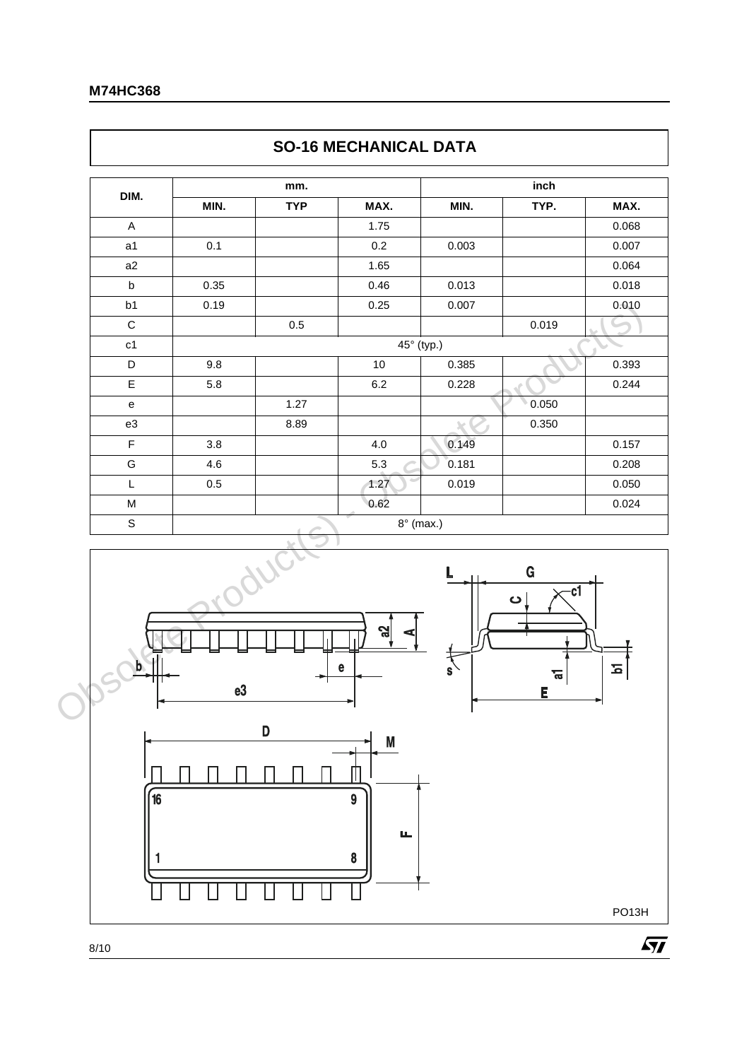## SO-16 MECHANICAL DATA

| DIM. | mm. | | | inch | | |
|---|---|---|---|---|---|---|
| | MIN. | TYP | MAX. | MIN. | TYP. | MAX. |
| A | | | 1.75 | | | 0.068 |
| a1 | 0.1 | | 0.2 | 0.003 | | 0.007 |
| a2 | | | 1.65 | | | 0.064 |
| b | 0.35 | | 0.46 | 0.013 | | 0.018 |
| b1 | 0.19 | | 0.25 | 0.007 | | 0.010 |
| C | | 0.5 | | | 0.019 | |
| c1 | 45° (typ.) | | | | | |
| D | 9.8 | | 10 | 0.385 | | 0.393 |
| E | 5.8 | | 6.2 | 0.228 | | 0.244 |
| e | | 1.27 | | | 0.050 | |
| e3 | | 8.89 | | | 0.350 | |
| F | 3.8 | | 4.0 | 0.149 | | 0.157 |
| G | 4.6 | | 5.3 | 0.181 | | 0.208 |
| L | 0.5 | | 1.27 | 0.019 | | 0.050 |
| M | | | 0.62 | | | 0.024 |
| S | 8° (max.) | | | | | |

PO13H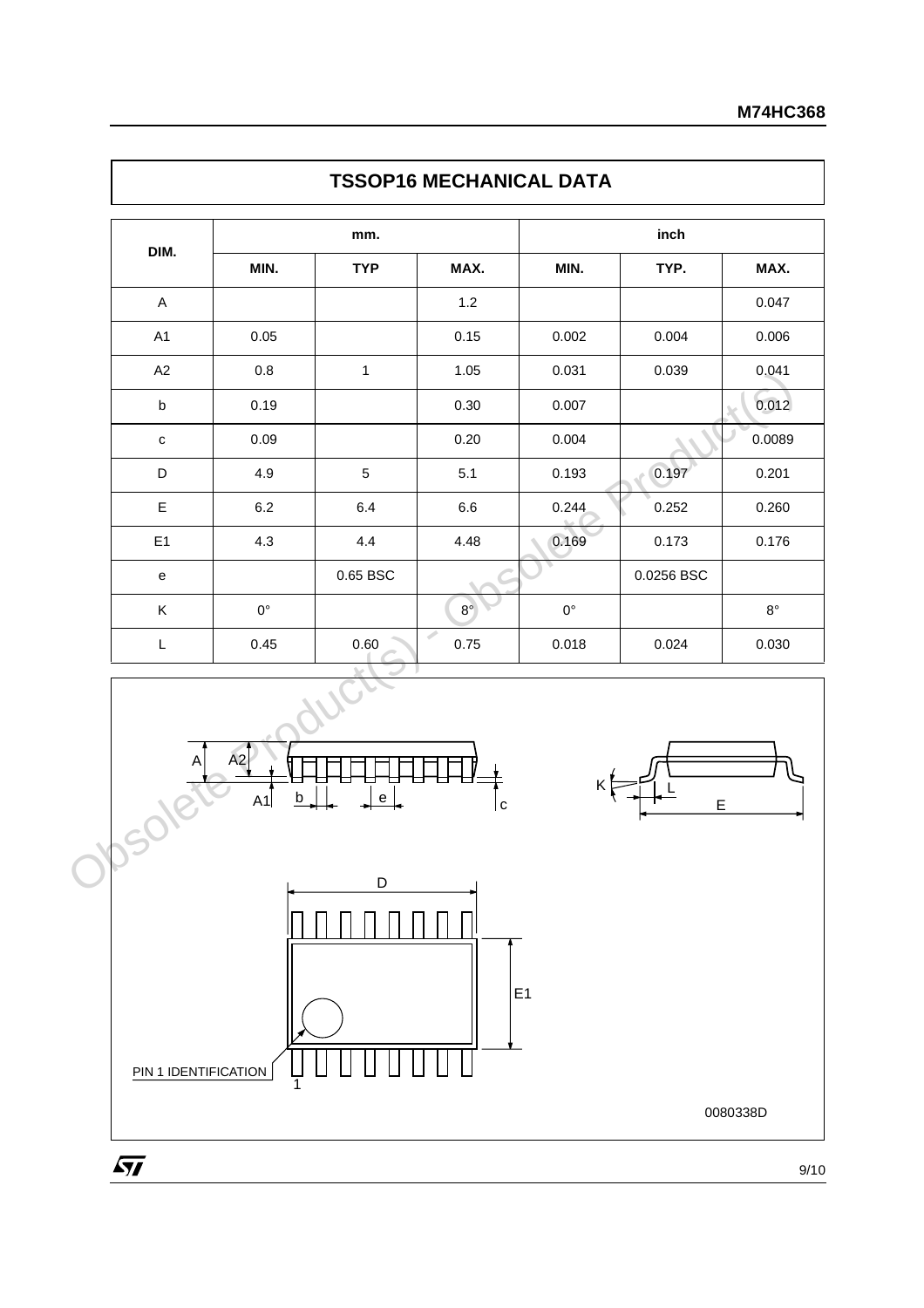## TSSOP16 MECHANICAL DATA

| DIM. | mm. | | | inch | | |
|---|---|---|---|---|---|---|
| | MIN. | TYP | MAX. | MIN. | TYP. | MAX. |
| A | | | 1.2 | | | 0.047 |
| A1 | 0.05 | | 0.15 | 0.002 | 0.004 | 0.006 |
| A2 | 0.8 | 1 | 1.05 | 0.031 | 0.039 | 0.041 |
| b | 0.19 | | 0.30 | 0.007 | | 0.012 |
| c | 0.09 | | 0.20 | 0.004 | | 0.0089 |
| D | 4.9 | 5 | 5.1 | 0.193 | 0.197 | 0.201 |
| E | 6.2 | 6.4 | 6.6 | 0.244 | 0.252 | 0.260 |
| E1 | 4.3 | 4.4 | 4.48 | 0.169 | 0.173 | 0.176 |
| e | | 0.65 BSC | | | 0.0256 BSC | |
| K | 0° | | 8° | 0° | | 8° |
| L | 0.45 | 0.60 | 0.75 | 0.018 | 0.024 | 0.030 |

PIN 1 IDENTIFICATION

0080338D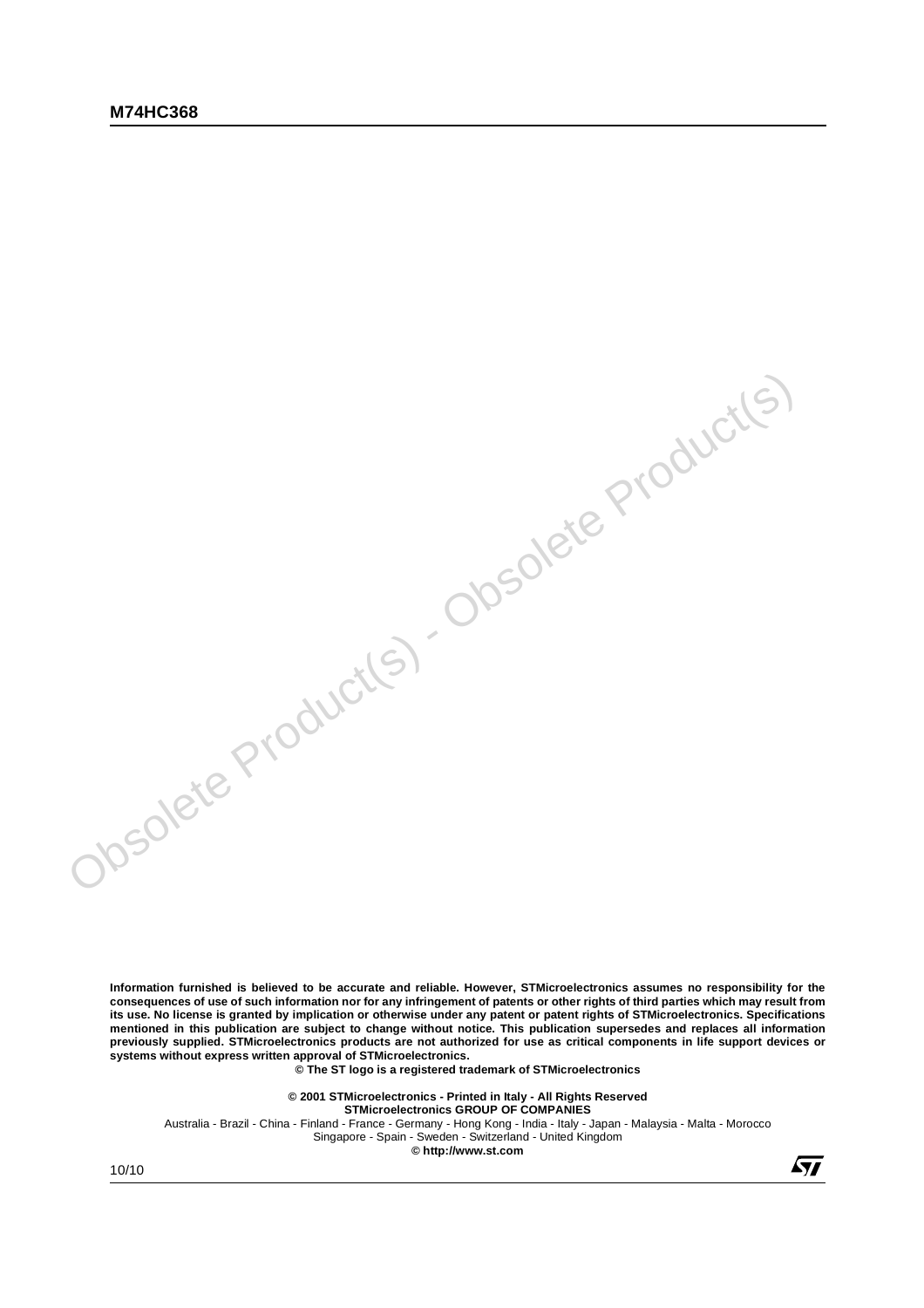Obsolete Product(s) - Obsolete Product(s)

**Information furnished is believed to be accurate and reliable. However, STMicroelectronics assumes no responsibility for the consequences of use of such information nor for any infringement of patents or other rights of third parties which may result from its use. No license is granted by implication or otherwise under any patent or patent rights of STMicroelectronics. Specifications mentioned in this publication are subject to change without notice. This publication supersedes and replaces all information previously supplied. STMicroelectronics products are not authorized for use as critical components in life support devices or systems without express written approval of STMicroelectronics.**

**© The ST logo is a registered trademark of STMicroelectronics**

**© 2001 STMicroelectronics - Printed in Italy - All Rights Reserved**
**STMicroelectronics GROUP OF COMPANIES**

Australia - Brazil - China - Finland - France - Germany - Hong Kong - India - Italy - Japan - Malaysia - Malta - Morocco
Singapore - Spain - Sweden - Switzerland - United Kingdom

**© http://www.st.com**